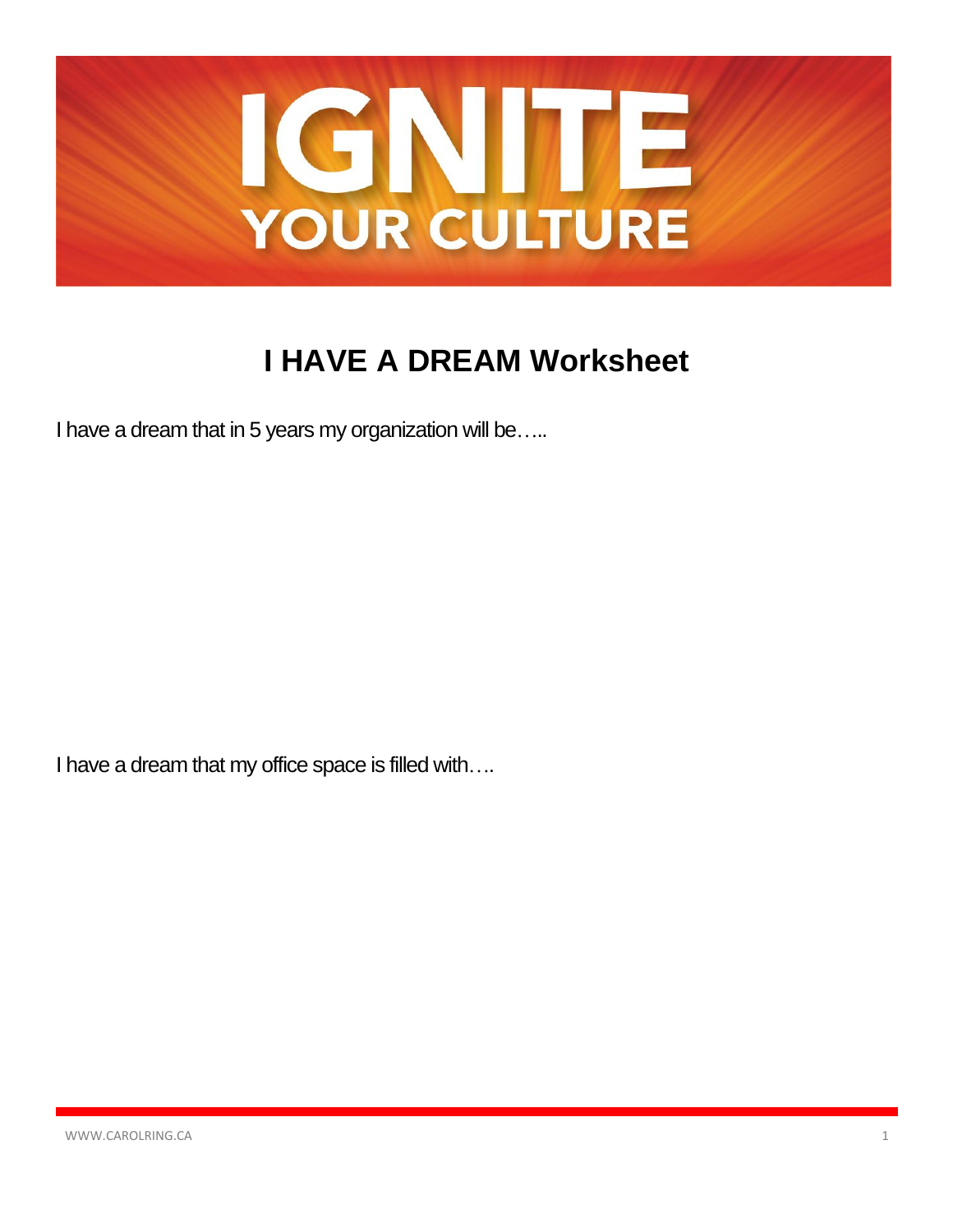# IGNITE YOUR CULTURE

## I HAVE A DREAM Worksheet

I have a dream that in 5 years my organization will be…..

I have a dream that my office space is filled with….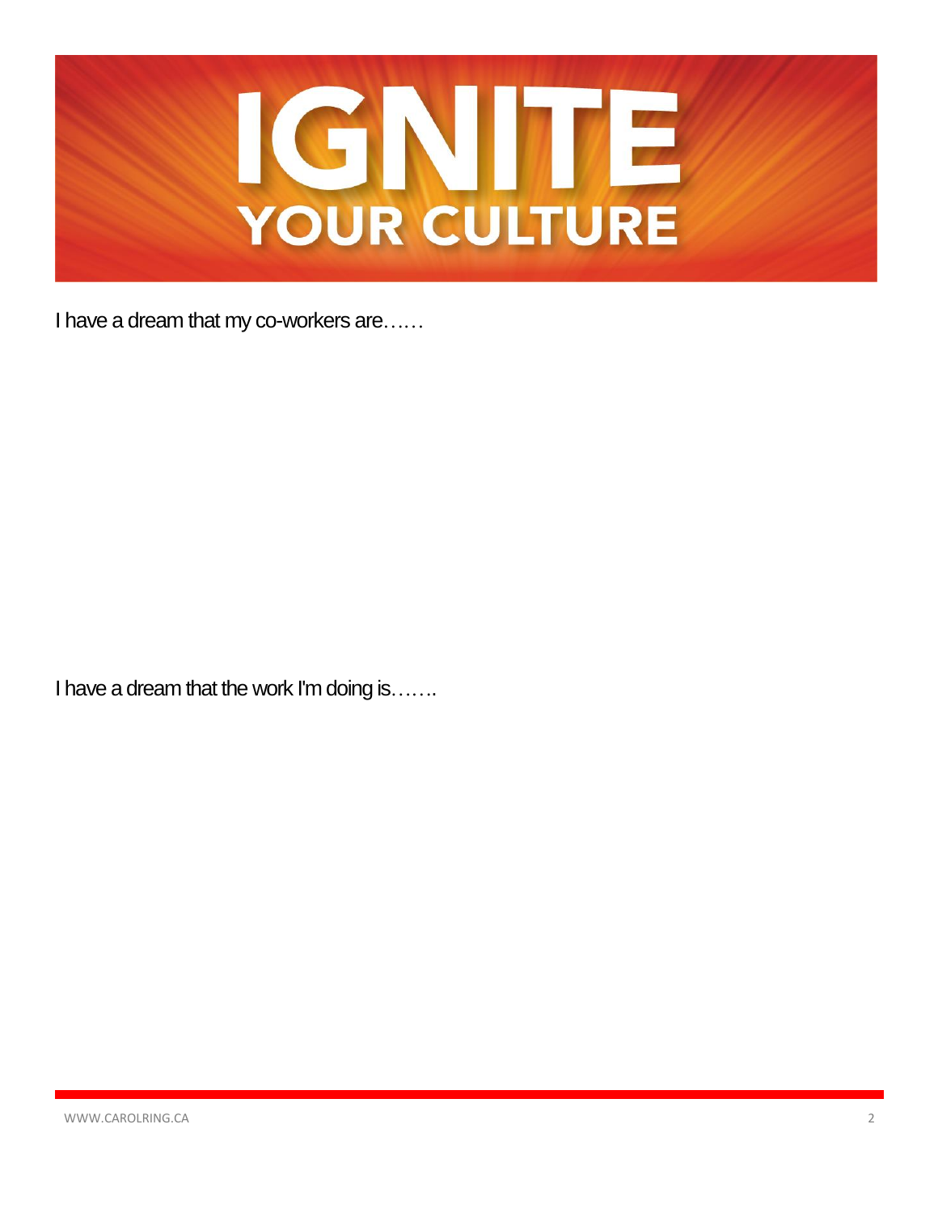# IGNITE YOUR CULTURE

I have a dream that my co-workers are……

I have a dream that the work I'm doing is…….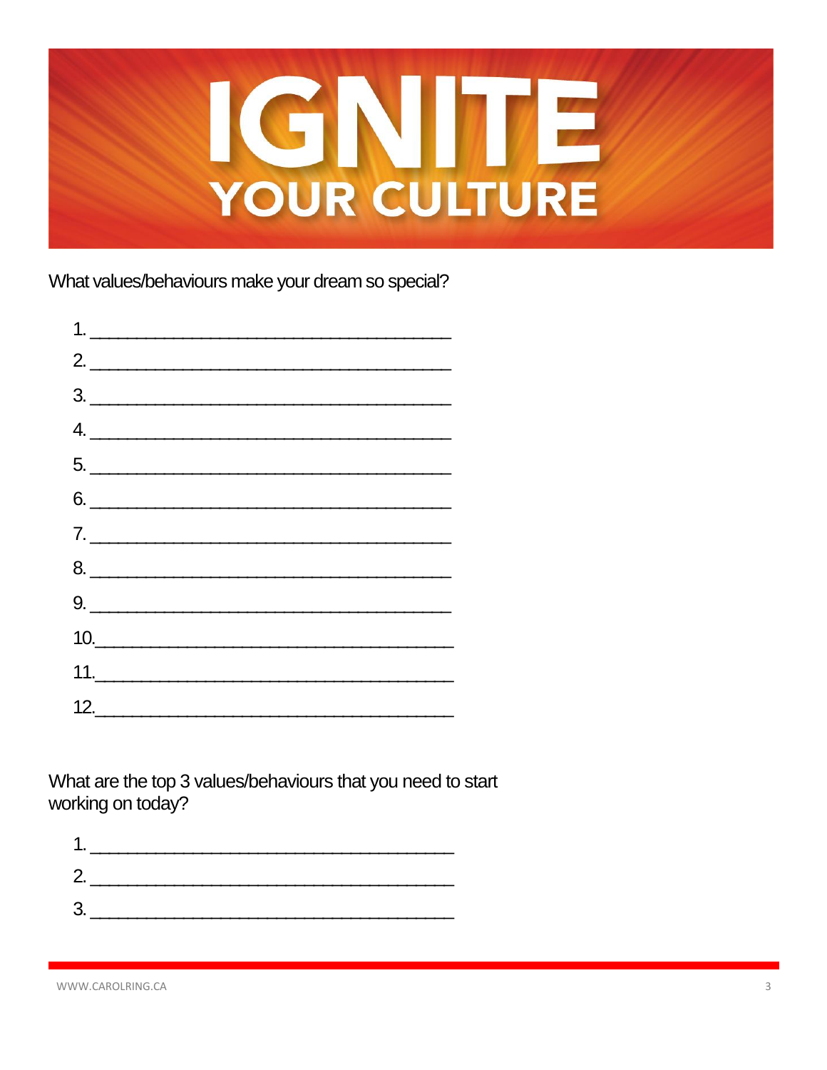# IGNITE YOUR CULTURE

What values/behaviours make your dream so special?

1. ____________________________________
2. ____________________________________
3. ____________________________________
4. ____________________________________
5. ____________________________________
6. ____________________________________
7. ____________________________________
8. ____________________________________
9. ____________________________________
10. ____________________________________
11. ____________________________________
12. ____________________________________

What are the top 3 values/behaviours that you need to start working on today?

1. ____________________________________
2. ____________________________________
3. ____________________________________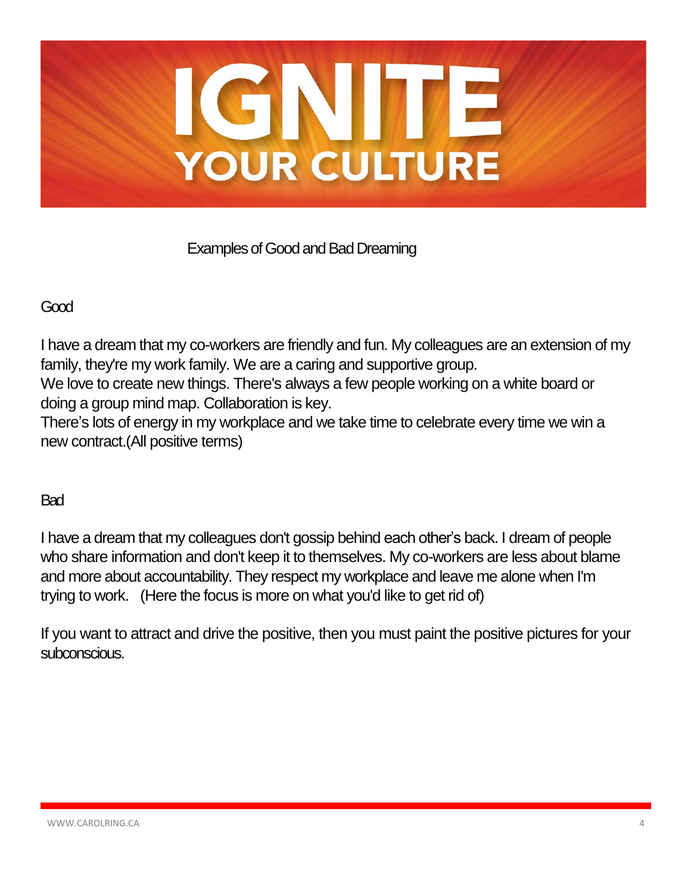# IGNITE YOUR CULTURE

Examples of Good and Bad Dreaming

Good

I have a dream that my co-workers are friendly and fun. My colleagues are an extension of my family, they're my work family. We are a caring and supportive group.
We love to create new things. There's always a few people working on a white board or doing a group mind map. Collaboration is key.
There's lots of energy in my workplace and we take time to celebrate every time we win a new contract.(All positive terms)

Bad

I have a dream that my colleagues don't gossip behind each other's back. I dream of people who share information and don't keep it to themselves. My co-workers are less about blame and more about accountability. They respect my workplace and leave me alone when I'm trying to work. (Here the focus is more on what you'd like to get rid of)

If you want to attract and drive the positive, then you must paint the positive pictures for your subconscious.